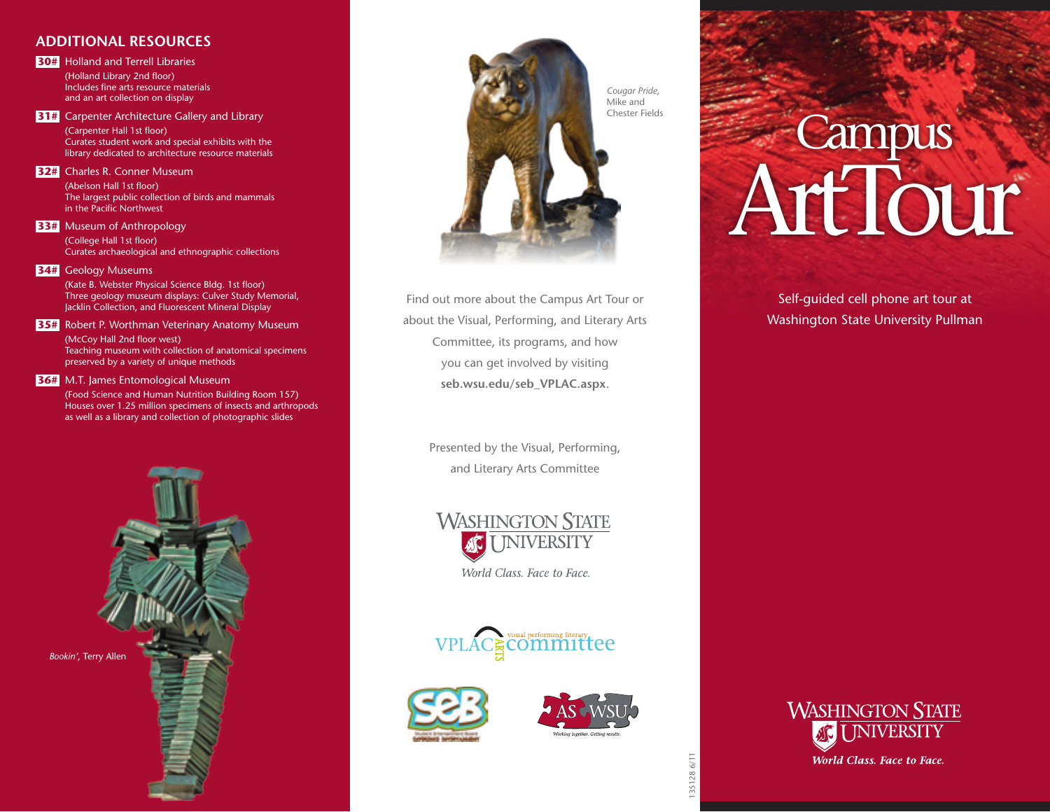## ADDITIONAL RESOURCES

**30#** Holland and Terrell Libraries
(Holland Library 2nd floor)
Includes fine arts resource materials and an art collection on display

**31#** Carpenter Architecture Gallery and Library
(Carpenter Hall 1st floor)
Curates student work and special exhibits with the library dedicated to architecture resource materials

**32#** Charles R. Conner Museum
(Abelson Hall 1st floor)
The largest public collection of birds and mammals in the Pacific Northwest

**33#** Museum of Anthropology
(College Hall 1st floor)
Curates archaeological and ethnographic collections

**34#** Geology Museums
(Kate B. Webster Physical Science Bldg. 1st floor)
Three geology museum displays: Culver Study Memorial, Jacklin Collection, and Fluorescent Mineral Display

**35#** Robert P. Worthman Veterinary Anatomy Museum
(McCoy Hall 2nd floor west)
Teaching museum with collection of anatomical specimens preserved by a variety of unique methods

**36#** M.T. James Entomological Museum
(Food Science and Human Nutrition Building Room 157)
Houses over 1.25 million specimens of insects and arthropods as well as a library and collection of photographic slides

*Bookin'*, Terry Allen

*Cougar Pride*, Mike and Chester Fields

Find out more about the Campus Art Tour or about the Visual, Performing, and Literary Arts Committee, its programs, and how you can get involved by visiting **seb.wsu.edu/seb_VPLAC.aspx**.

Presented by the Visual, Performing, and Literary Arts Committee

Washington State University
*World Class. Face to Face.*

VPLAC committee — visual performing literary ARTS

SEB

ASWSU — Working together. Getting results.

135128 6/11

# Campus ArtTour

Self-guided cell phone art tour at Washington State University Pullman

Washington State University
*World Class. Face to Face.*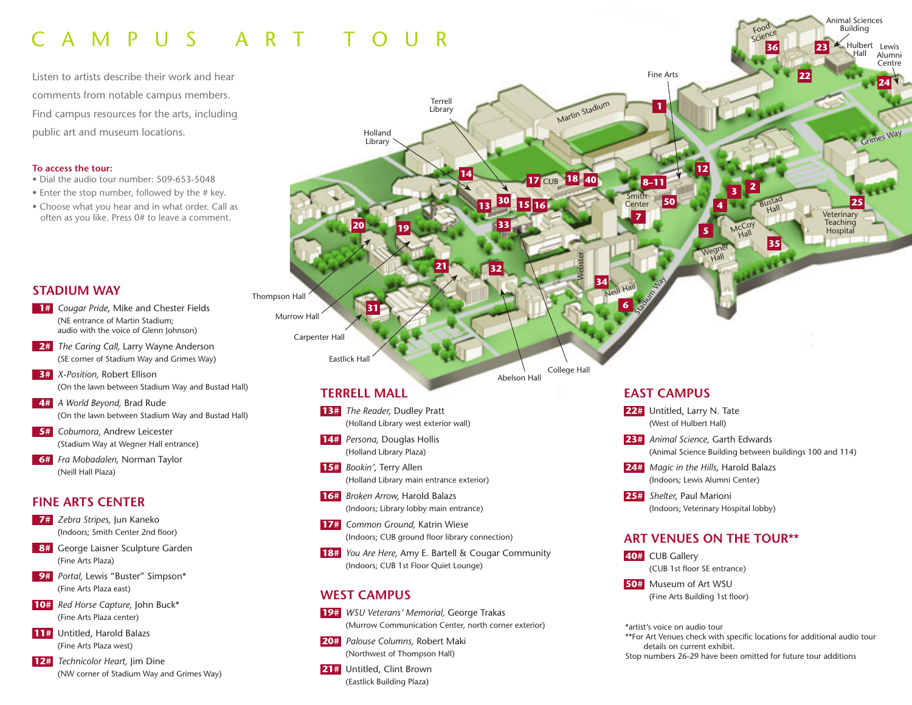# CAMPUS ART TOUR

Listen to artists describe their work and hear comments from notable campus members. Find campus resources for the arts, including public art and museum locations.

**To access the tour:**

- Dial the audio tour number: 509-653-5048
- Enter the stop number, followed by the # key.
- Choose what you hear and in what order. Call as often as you like. Press 0# to leave a comment.

## STADIUM WAY

**1#** *Cougar Pride*, Mike and Chester Fields
(NE entrance of Martin Stadium; audio with the voice of Glenn Johnson)

**2#** *The Caring Call,* Larry Wayne Anderson
(SE corner of Stadium Way and Grimes Way)

**3#** *X-Position,* Robert Ellison
(On the lawn between Stadium Way and Bustad Hall)

**4#** *A World Beyond,* Brad Rude
(On the lawn between Stadium Way and Bustad Hall)

**5#** *Cobumora,* Andrew Leicester
(Stadium Way at Wegner Hall entrance)

**6#** *Fra Mobadalen,* Norman Taylor
(Neill Hall Plaza)

## FINE ARTS CENTER

**7#** *Zebra Stripes,* Jun Kaneko
(Indoors; Smith Center 2nd floor)

**8#** George Laisner Sculpture Garden
(Fine Arts Plaza)

**9#** *Portal,* Lewis "Buster" Simpson*
(Fine Arts Plaza east)

**10#** *Red Horse Capture,* John Buck*
(Fine Arts Plaza center)

**11#** Untitled, Harold Balazs
(Fine Arts Plaza west)

**12#** *Technicolor Heart,* Jim Dine
(NW corner of Stadium Way and Grimes Way)

## TERRELL MALL

**13#** *The Reader,* Dudley Pratt
(Holland Library west exterior wall)

**14#** *Persona,* Douglas Hollis
(Holland Library Plaza)

**15#** *Bookin',* Terry Allen
(Holland Library main entrance exterior)

**16#** *Broken Arrow,* Harold Balazs
(Indoors; Library lobby main entrance)

**17#** *Common Ground,* Katrin Wiese
(Indoors; CUB ground floor library connection)

**18#** *You Are Here,* Amy E. Bartell & Cougar Community
(Indoors; CUB 1st Floor Quiet Lounge)

## WEST CAMPUS

**19#** *WSU Veterans' Memorial,* George Trakas
(Murrow Communication Center, north corner exterior)

**20#** *Palouse Columns,* Robert Maki
(Northwest of Thompson Hall)

**21#** Untitled, Clint Brown
(Eastlick Building Plaza)

## EAST CAMPUS

**22#** Untitled, Larry N. Tate
(West of Hulbert Hall)

**23#** *Animal Science,* Garth Edwards
(Animal Science Building between buildings 100 and 114)

**24#** *Magic in the Hills,* Harold Balazs
(Indoors; Lewis Alumni Center)

**25#** *Shelter,* Paul Marioni
(Indoors; Veterinary Hospital lobby)

## ART VENUES ON THE TOUR**

**40#** CUB Gallery
(CUB 1st floor SE entrance)

**50#** Museum of Art WSU
(Fine Arts Building 1st floor)

*artist's voice on audio tour
**For Art Venues check with specific locations for additional audio tour details on current exhibit.
Stop numbers 26-29 have been omitted for future tour additions